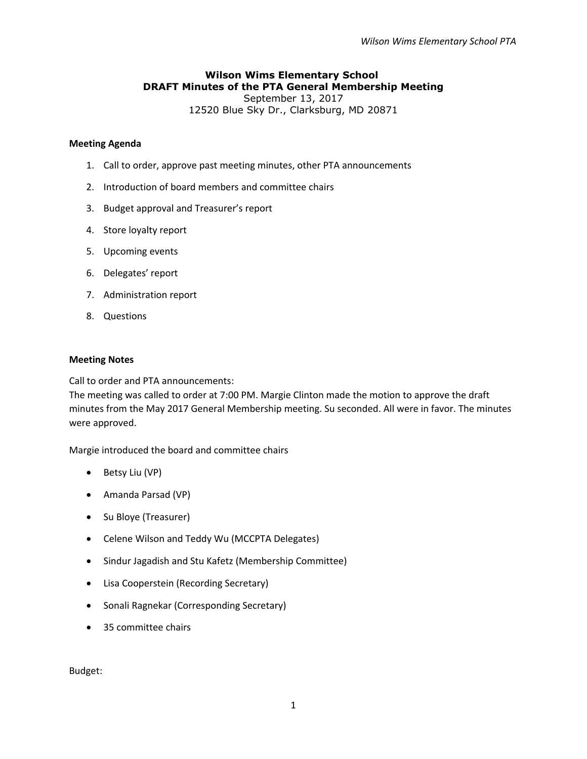# Wilson Wims Elementary School
## DRAFT Minutes of the PTA General Membership Meeting

September 13, 2017
12520 Blue Sky Dr., Clarksburg, MD 20871

**Meeting Agenda**

1. Call to order, approve past meeting minutes, other PTA announcements
2. Introduction of board members and committee chairs
3. Budget approval and Treasurer's report
4. Store loyalty report
5. Upcoming events
6. Delegates' report
7. Administration report
8. Questions

**Meeting Notes**

Call to order and PTA announcements:
The meeting was called to order at 7:00 PM. Margie Clinton made the motion to approve the draft minutes from the May 2017 General Membership meeting. Su seconded. All were in favor. The minutes were approved.

Margie introduced the board and committee chairs

- Betsy Liu (VP)
- Amanda Parsad (VP)
- Su Bloye (Treasurer)
- Celene Wilson and Teddy Wu (MCCPTA Delegates)
- Sindur Jagadish and Stu Kafetz (Membership Committee)
- Lisa Cooperstein (Recording Secretary)
- Sonali Ragnekar (Corresponding Secretary)
- 35 committee chairs

Budget: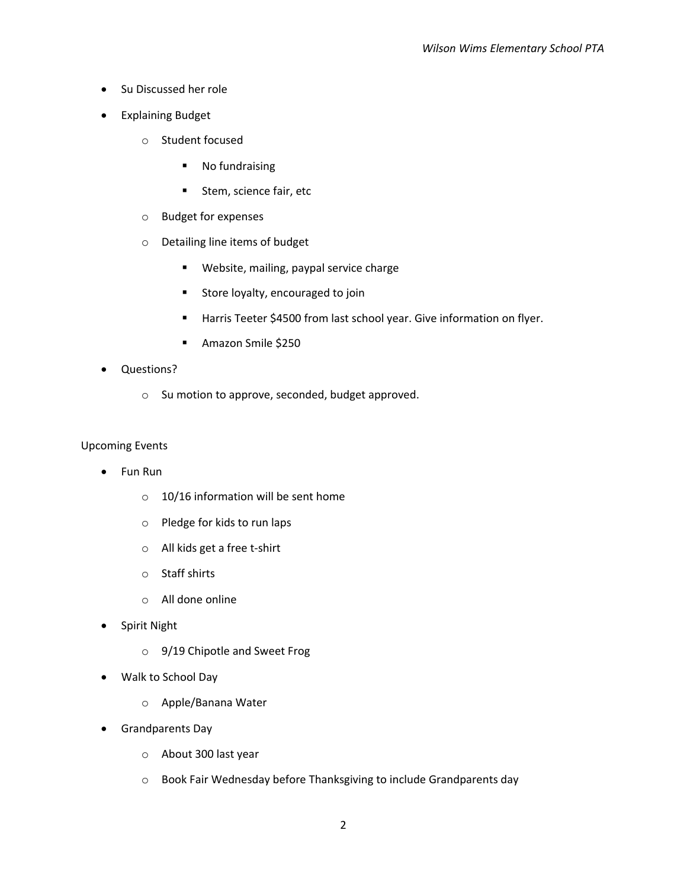- Su Discussed her role
- Explaining Budget
  - Student focused
    - No fundraising
    - Stem, science fair, etc
  - Budget for expenses
  - Detailing line items of budget
    - Website, mailing, paypal service charge
    - Store loyalty, encouraged to join
    - Harris Teeter $4500 from last school year. Give information on flyer.
    - Amazon Smile $250
- Questions?
  - Su motion to approve, seconded, budget approved.

Upcoming Events

- Fun Run
  - 10/16 information will be sent home
  - Pledge for kids to run laps
  - All kids get a free t-shirt
  - Staff shirts
  - All done online
- Spirit Night
  - 9/19 Chipotle and Sweet Frog
- Walk to School Day
  - Apple/Banana Water
- Grandparents Day
  - About 300 last year
  - Book Fair Wednesday before Thanksgiving to include Grandparents day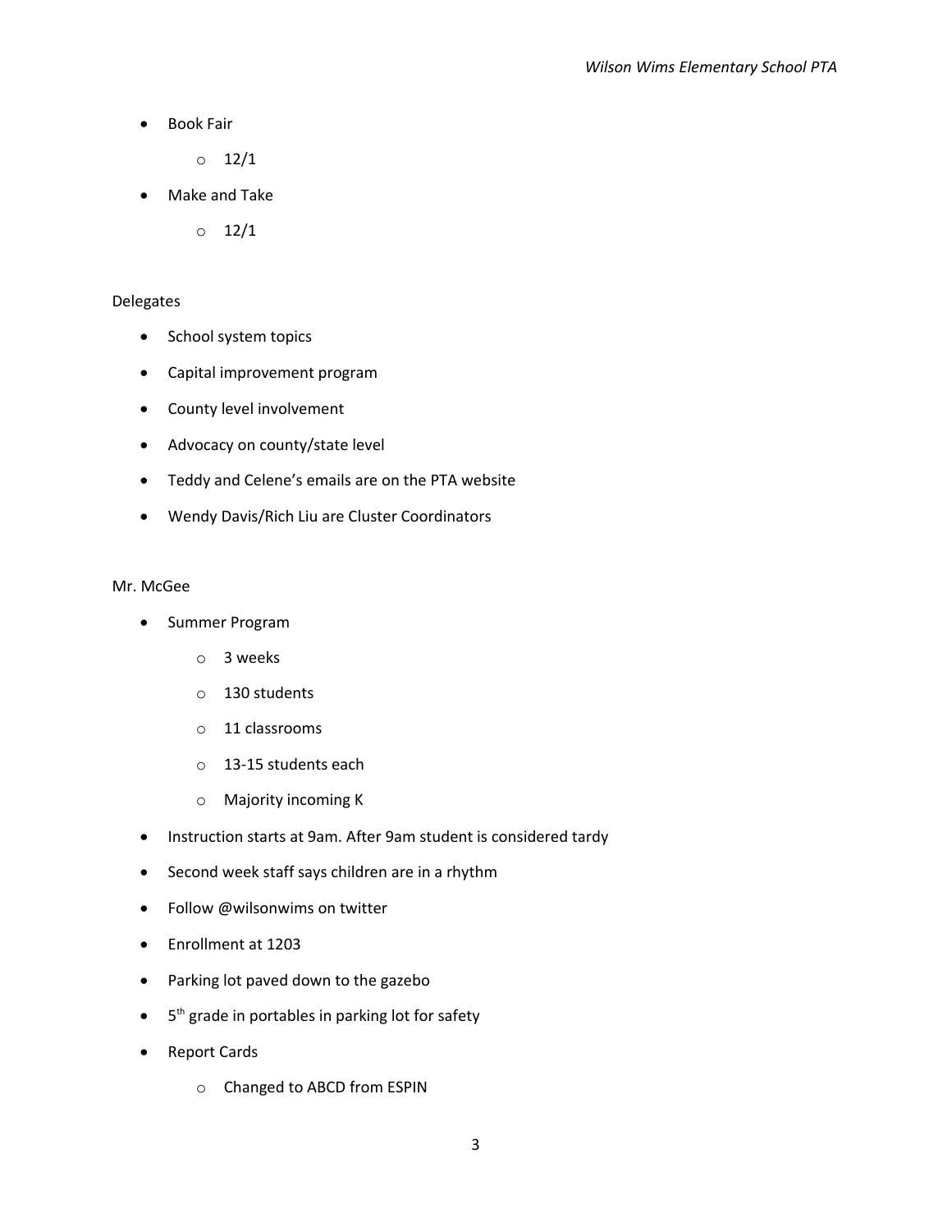- Book Fair
  - 12/1
- Make and Take
  - 12/1

Delegates

- School system topics
- Capital improvement program
- County level involvement
- Advocacy on county/state level
- Teddy and Celene's emails are on the PTA website
- Wendy Davis/Rich Liu are Cluster Coordinators

Mr. McGee

- Summer Program
  - 3 weeks
  - 130 students
  - 11 classrooms
  - 13-15 students each
  - Majority incoming K
- Instruction starts at 9am. After 9am student is considered tardy
- Second week staff says children are in a rhythm
- Follow @wilsonwims on twitter
- Enrollment at 1203
- Parking lot paved down to the gazebo
- 5th grade in portables in parking lot for safety
- Report Cards
  - Changed to ABCD from ESPIN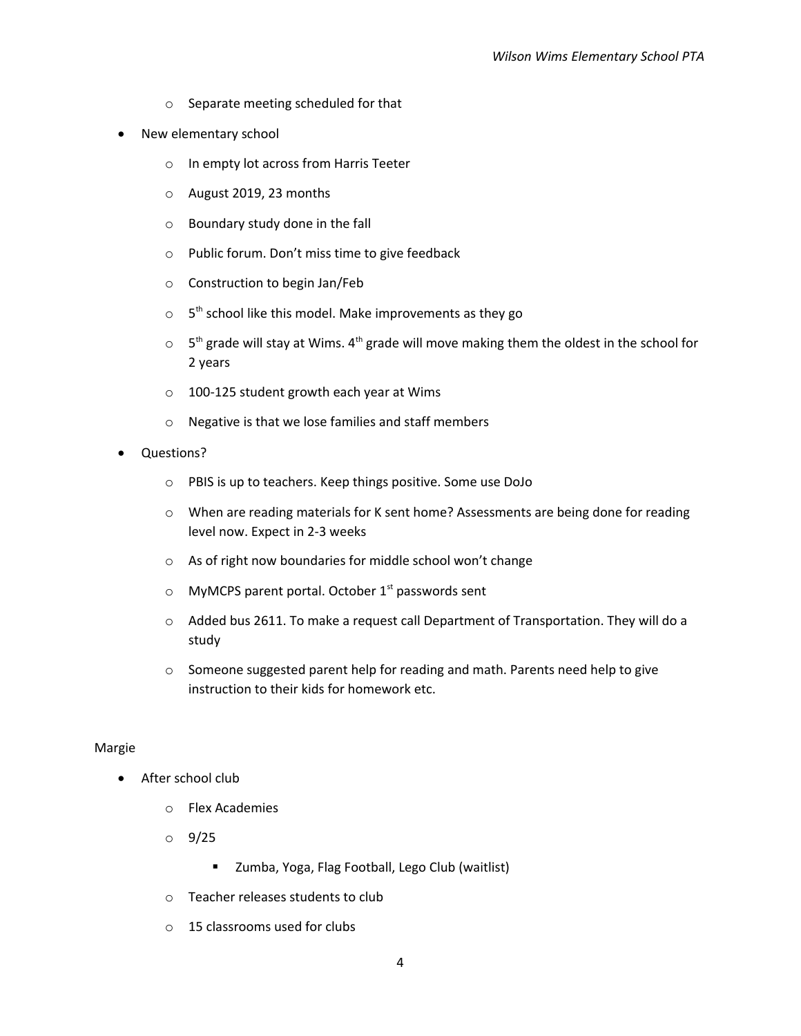- Separate meeting scheduled for that
- New elementary school
  - In empty lot across from Harris Teeter
  - August 2019, 23 months
  - Boundary study done in the fall
  - Public forum. Don't miss time to give feedback
  - Construction to begin Jan/Feb
  - 5th school like this model. Make improvements as they go
  - 5th grade will stay at Wims. 4th grade will move making them the oldest in the school for 2 years
  - 100-125 student growth each year at Wims
  - Negative is that we lose families and staff members
- Questions?
  - PBIS is up to teachers. Keep things positive. Some use DoJo
  - When are reading materials for K sent home? Assessments are being done for reading level now. Expect in 2-3 weeks
  - As of right now boundaries for middle school won't change
  - MyMCPS parent portal. October 1st passwords sent
  - Added bus 2611. To make a request call Department of Transportation. They will do a study
  - Someone suggested parent help for reading and math. Parents need help to give instruction to their kids for homework etc.

Margie

- After school club
  - Flex Academies
  - 9/25
    - Zumba, Yoga, Flag Football, Lego Club (waitlist)
  - Teacher releases students to club
  - 15 classrooms used for clubs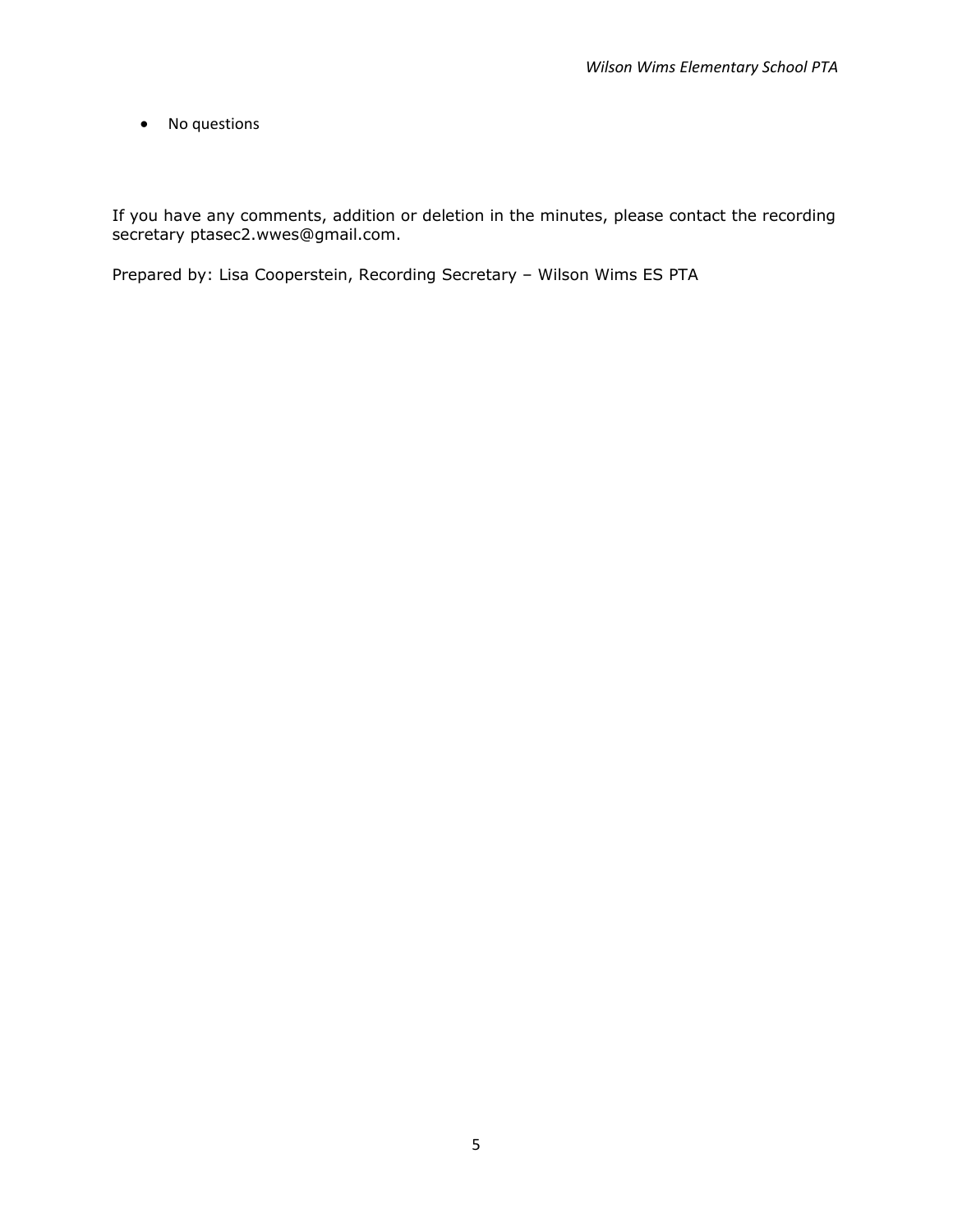- No questions

If you have any comments, addition or deletion in the minutes, please contact the recording secretary ptasec2.wwes@gmail.com.

Prepared by: Lisa Cooperstein, Recording Secretary – Wilson Wims ES PTA